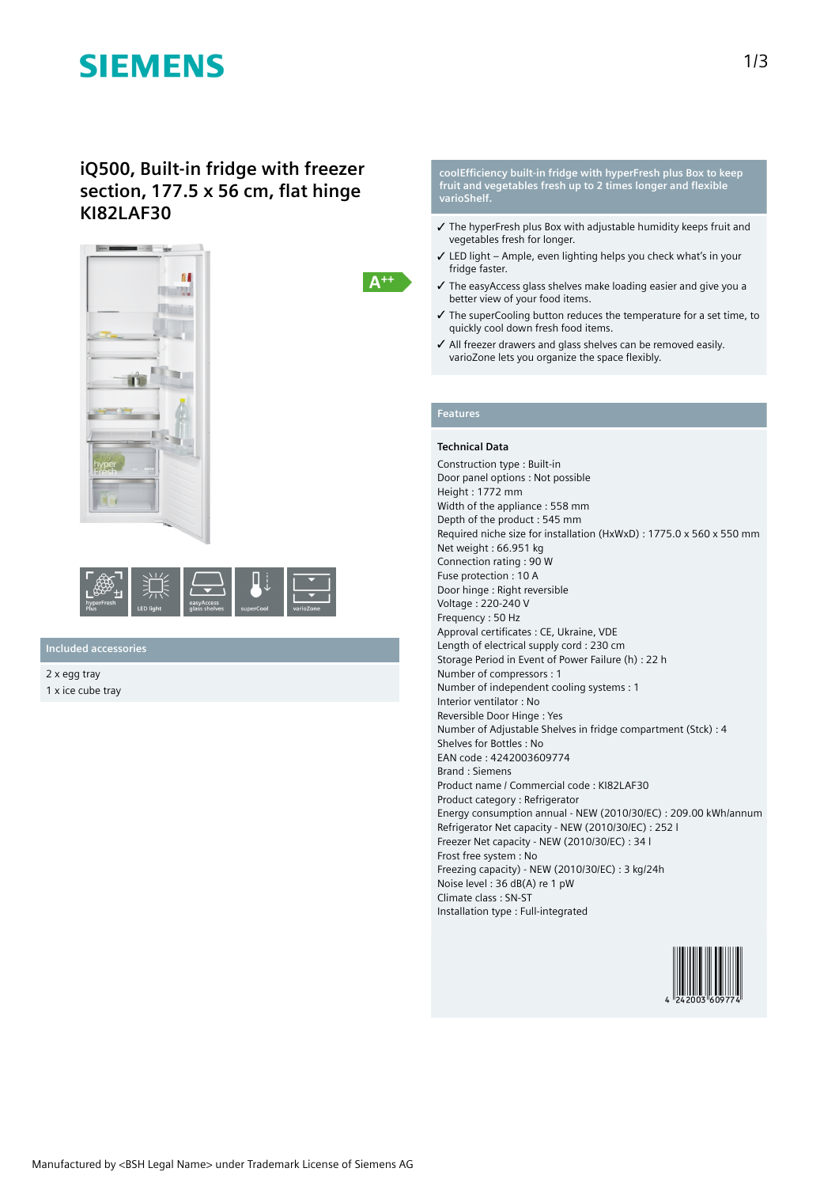# iQ500, Built-in fridge with freezer section, 177.5 x 56 cm, flat hinge KI82LAF30

A++

hyperFresh Plus | LED light | easyAccess glass shelves | superCool | varioZone

## Included accessories

2 x egg tray
1 x ice cube tray

## coolEfficiency built-in fridge with hyperFresh plus Box to keep fruit and vegetables fresh up to 2 times longer and flexible varioShelf.

- ✓ The hyperFresh plus Box with adjustable humidity keeps fruit and vegetables fresh for longer.
- ✓ LED light – Ample, even lighting helps you check what's in your fridge faster.
- ✓ The easyAccess glass shelves make loading easier and give you a better view of your food items.
- ✓ The superCooling button reduces the temperature for a set time, to quickly cool down fresh food items.
- ✓ All freezer drawers and glass shelves can be removed easily. varioZone lets you organize the space flexibly.

## Features

### Technical Data

Construction type : Built-in
Door panel options : Not possible
Height : 1772 mm
Width of the appliance : 558 mm
Depth of the product : 545 mm
Required niche size for installation (HxWxD) : 1775.0 x 560 x 550 mm
Net weight : 66.951 kg
Connection rating : 90 W
Fuse protection : 10 A
Door hinge : Right reversible
Voltage : 220-240 V
Frequency : 50 Hz
Approval certificates : CE, Ukraine, VDE
Length of electrical supply cord : 230 cm
Storage Period in Event of Power Failure (h) : 22 h
Number of compressors : 1
Number of independent cooling systems : 1
Interior ventilator : No
Reversible Door Hinge : Yes
Number of Adjustable Shelves in fridge compartment (Stck) : 4
Shelves for Bottles : No
EAN code : 4242003609774
Brand : Siemens
Product name / Commercial code : KI82LAF30
Product category : Refrigerator
Energy consumption annual - NEW (2010/30/EC) : 209.00 kWh/annum
Refrigerator Net capacity - NEW (2010/30/EC) : 252 l
Freezer Net capacity - NEW (2010/30/EC) : 34 l
Frost free system : No
Freezing capacity) - NEW (2010/30/EC) : 3 kg/24h
Noise level : 36 dB(A) re 1 pW
Climate class : SN-ST
Installation type : Full-integrated

4 242003 609774

Manufactured by <BSH Legal Name> under Trademark License of Siemens AG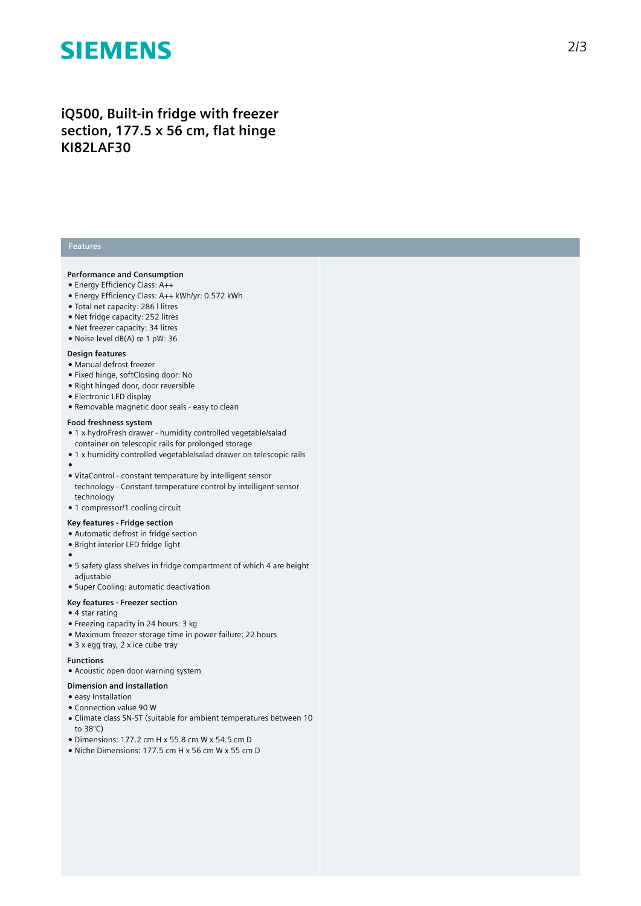# iQ500, Built-in fridge with freezer section, 177.5 x 56 cm, flat hinge KI82LAF30

## Features

### Performance and Consumption

- Energy Efficiency Class: A++
- Energy Efficiency Class: A++ kWh/yr: 0.572 kWh
- Total net capacity: 286 l litres
- Net fridge capacity: 252 litres
- Net freezer capacity: 34 litres
- Noise level dB(A) re 1 pW: 36

### Design features

- Manual defrost freezer
- Fixed hinge, softClosing door: No
- Right hinged door, door reversible
- Electronic LED display
- Removable magnetic door seals - easy to clean

### Food freshness system

- 1 x hydroFresh drawer - humidity controlled vegetable/salad container on telescopic rails for prolonged storage
- 1 x humidity controlled vegetable/salad drawer on telescopic rails
- 
- VitaControl - constant temperature by intelligent sensor technology - Constant temperature control by intelligent sensor technology
- 1 compressor/1 cooling circuit

### Key features - Fridge section

- Automatic defrost in fridge section
- Bright interior LED fridge light
- 
- 5 safety glass shelves in fridge compartment of which 4 are height adjustable
- Super Cooling: automatic deactivation

### Key features - Freezer section

- 4 star rating
- Freezing capacity in 24 hours: 3 kg
- Maximum freezer storage time in power failure: 22 hours
- 3 x egg tray, 2 x ice cube tray

### Functions

- Acoustic open door warning system

### Dimension and installation

- easy Installation
- Connection value 90 W
- Climate class SN-ST (suitable for ambient temperatures between 10 to 38°C)
- Dimensions: 177.2 cm H x 55.8 cm W x 54.5 cm D
- Niche Dimensions: 177.5 cm H x 56 cm W x 55 cm D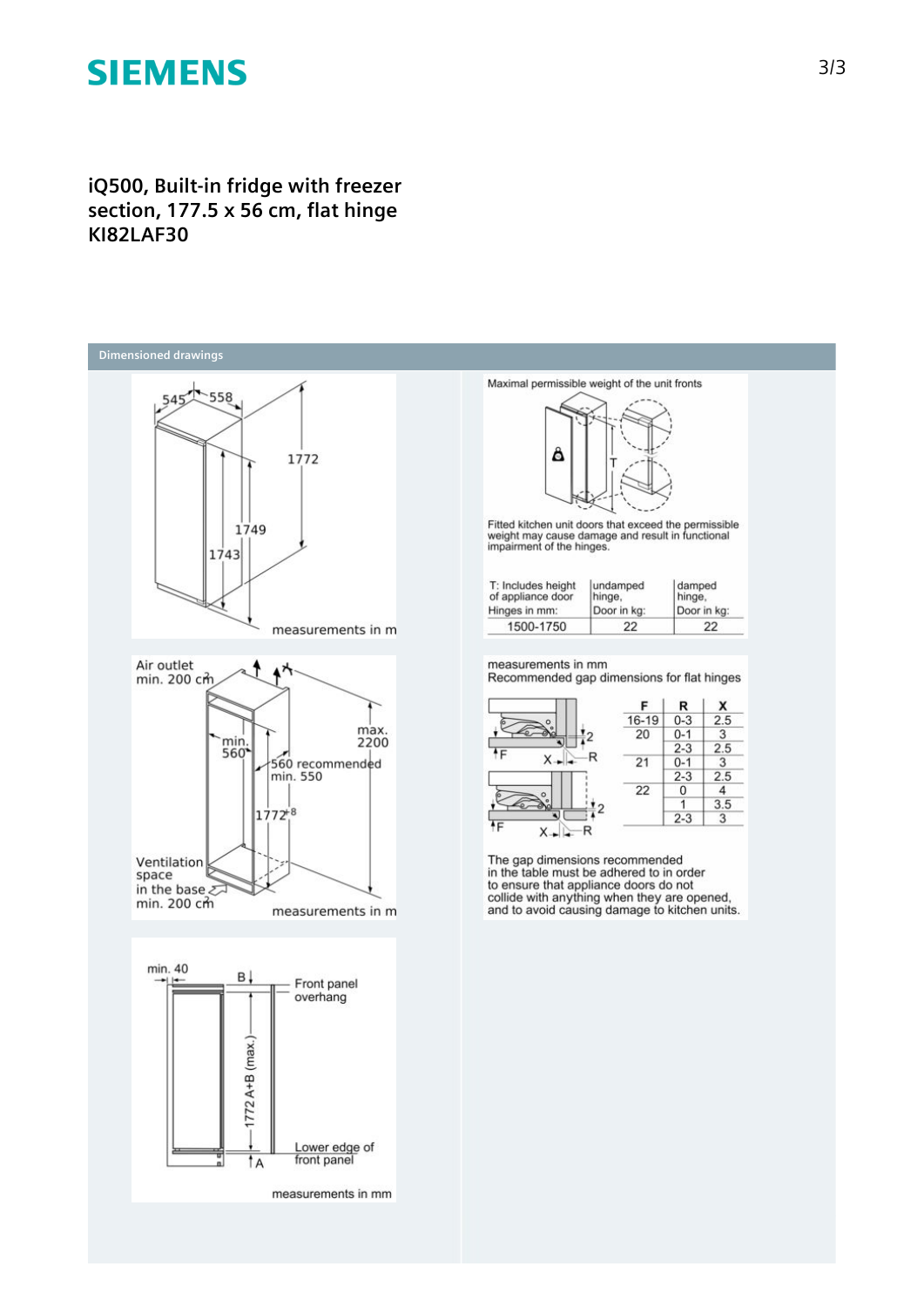# iQ500, Built-in fridge with freezer section, 177.5 x 56 cm, flat hinge KI82LAF30

## Dimensioned drawings

545
558
1772
1749
1743
measurements in m

Air outlet
min. 200 cm²
min. 560
max. 2200
560 recommended
min. 550
1772+8
Ventilation space in the base
min. 200 cm²
measurements in m

min. 40
B
Front panel overhang
1772 A+B (max.)
Lower edge of front panel
A
measurements in mm

Maximal permissible weight of the unit fronts

T

Fitted kitchen unit doors that exceed the permissible weight may cause damage and result in functional impairment of the hinges.

| T: Includes height of appliance door Hinges in mm: | undamped hinge, Door in kg: | damped hinge, Door in kg: |
|---|---|---|
| 1500-1750 | 22 | 22 |

measurements in mm
Recommended gap dimensions for flat hinges

F
X
R
2

| F | R | X |
|---|---|---|
| 16-19 | 0-3 | 2.5 |
| 20 | 0-1 | 3 |
| | 2-3 | 2.5 |
| 21 | 0-1 | 3 |
| | 2-3 | 2.5 |
| 22 | 0 | 4 |
| | 1 | 3.5 |
| | 2-3 | 3 |

The gap dimensions recommended in the table must be adhered to in order to ensure that appliance doors do not collide with anything when they are opened, and to avoid causing damage to kitchen units.